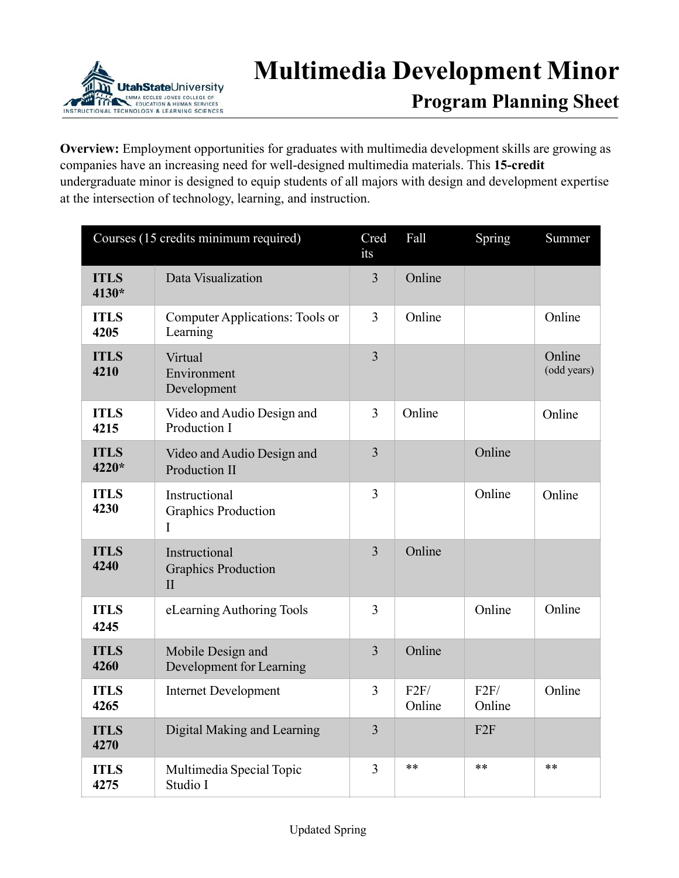# Multimedia Development Minor

## Program Planning Sheet

**Overview:** Employment opportunities for graduates with multimedia development skills are growing as companies have an increasing need for well-designed multimedia materials. This **15-credit** undergraduate minor is designed to equip students of all majors with design and development expertise at the intersection of technology, learning, and instruction.

| Courses (15 credits minimum required) | | Credits | Fall | Spring | Summer |
|---|---|---|---|---|---|
| **ITLS 4130*** | Data Visualization | 3 | Online | | |
| **ITLS 4205** | Computer Applications: Tools or Learning | 3 | Online | | Online |
| **ITLS 4210** | Virtual Environment Development | 3 | | | Online (odd years) |
| **ITLS 4215** | Video and Audio Design and Production I | 3 | Online | | Online |
| **ITLS 4220*** | Video and Audio Design and Production II | 3 | | Online | |
| **ITLS 4230** | Instructional Graphics Production I | 3 | | Online | Online |
| **ITLS 4240** | Instructional Graphics Production II | 3 | Online | | |
| **ITLS 4245** | eLearning Authoring Tools | 3 | | Online | Online |
| **ITLS 4260** | Mobile Design and Development for Learning | 3 | Online | | |
| **ITLS 4265** | Internet Development | 3 | F2F/ Online | F2F/ Online | Online |
| **ITLS 4270** | Digital Making and Learning | 3 | | F2F | |
| **ITLS 4275** | Multimedia Special Topic Studio I | 3 | ** | ** | ** |

Updated Spring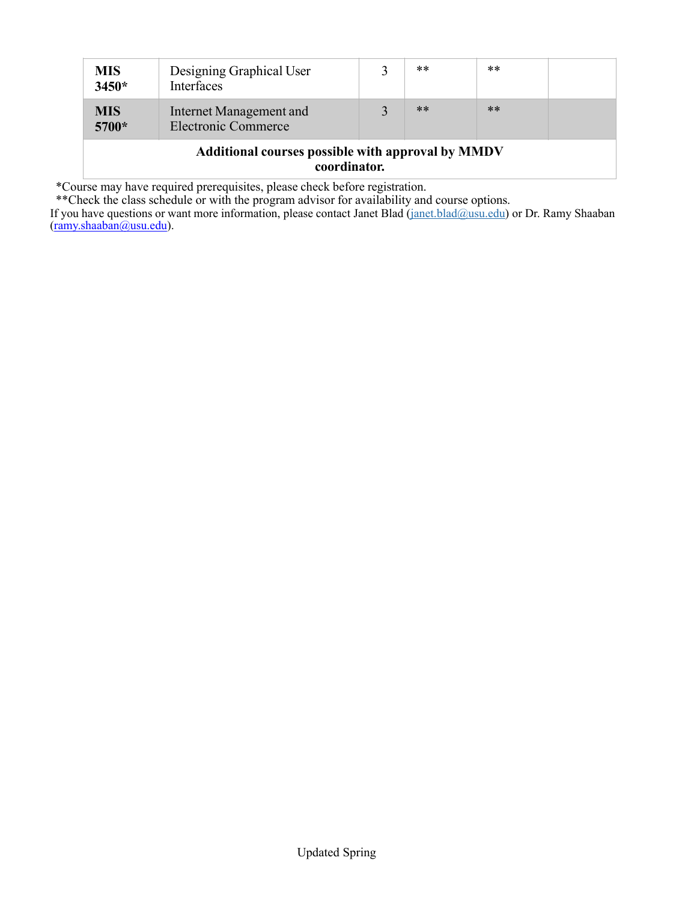| | | | | | |
|---|---|---|---|---|---|
| **MIS 3450*** | Designing Graphical User Interfaces | 3 | ** | ** | |
| **MIS 5700*** | Internet Management and Electronic Commerce | 3 | ** | ** | |
| **Additional courses possible with approval by MMDV coordinator.** | | | | | |

*Course may have required prerequisites, please check before registration.

**Check the class schedule or with the program advisor for availability and course options.

If you have questions or want more information, please contact Janet Blad (janet.blad@usu.edu) or Dr. Ramy Shaaban (ramy.shaaban@usu.edu).

Updated Spring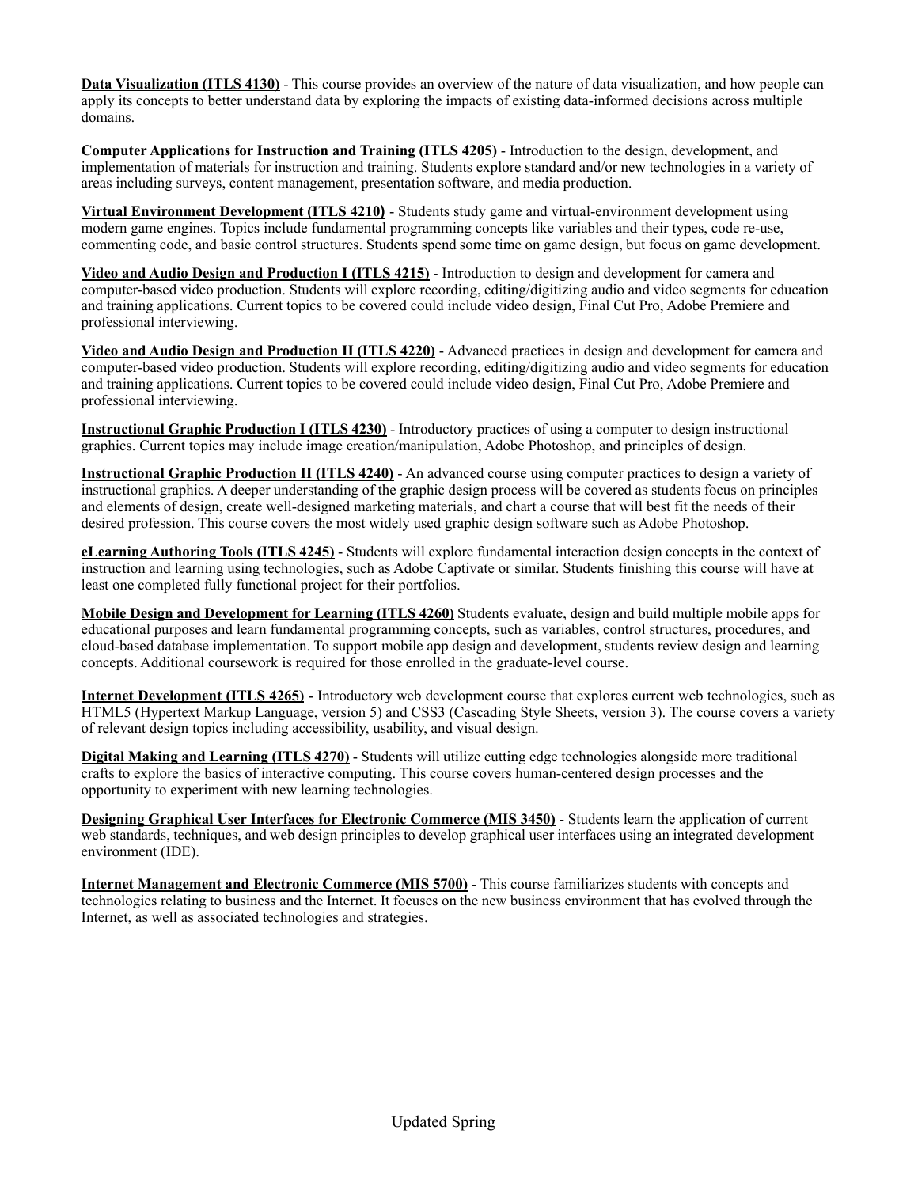**Data Visualization (ITLS 4130)** - This course provides an overview of the nature of data visualization, and how people can apply its concepts to better understand data by exploring the impacts of existing data-informed decisions across multiple domains.

**Computer Applications for Instruction and Training (ITLS 4205)** - Introduction to the design, development, and implementation of materials for instruction and training. Students explore standard and/or new technologies in a variety of areas including surveys, content management, presentation software, and media production.

**Virtual Environment Development (ITLS 4210)** - Students study game and virtual-environment development using modern game engines. Topics include fundamental programming concepts like variables and their types, code re-use, commenting code, and basic control structures. Students spend some time on game design, but focus on game development.

**Video and Audio Design and Production I (ITLS 4215)** - Introduction to design and development for camera and computer-based video production. Students will explore recording, editing/digitizing audio and video segments for education and training applications. Current topics to be covered could include video design, Final Cut Pro, Adobe Premiere and professional interviewing.

**Video and Audio Design and Production II (ITLS 4220)** - Advanced practices in design and development for camera and computer-based video production. Students will explore recording, editing/digitizing audio and video segments for education and training applications. Current topics to be covered could include video design, Final Cut Pro, Adobe Premiere and professional interviewing.

**Instructional Graphic Production I (ITLS 4230)** - Introductory practices of using a computer to design instructional graphics. Current topics may include image creation/manipulation, Adobe Photoshop, and principles of design.

**Instructional Graphic Production II (ITLS 4240)** - An advanced course using computer practices to design a variety of instructional graphics. A deeper understanding of the graphic design process will be covered as students focus on principles and elements of design, create well-designed marketing materials, and chart a course that will best fit the needs of their desired profession. This course covers the most widely used graphic design software such as Adobe Photoshop.

**eLearning Authoring Tools (ITLS 4245)** - Students will explore fundamental interaction design concepts in the context of instruction and learning using technologies, such as Adobe Captivate or similar. Students finishing this course will have at least one completed fully functional project for their portfolios.

**Mobile Design and Development for Learning (ITLS 4260)** Students evaluate, design and build multiple mobile apps for educational purposes and learn fundamental programming concepts, such as variables, control structures, procedures, and cloud-based database implementation. To support mobile app design and development, students review design and learning concepts. Additional coursework is required for those enrolled in the graduate-level course.

**Internet Development (ITLS 4265)** - Introductory web development course that explores current web technologies, such as HTML5 (Hypertext Markup Language, version 5) and CSS3 (Cascading Style Sheets, version 3). The course covers a variety of relevant design topics including accessibility, usability, and visual design.

**Digital Making and Learning (ITLS 4270)** - Students will utilize cutting edge technologies alongside more traditional crafts to explore the basics of interactive computing. This course covers human-centered design processes and the opportunity to experiment with new learning technologies.

**Designing Graphical User Interfaces for Electronic Commerce (MIS 3450)** - Students learn the application of current web standards, techniques, and web design principles to develop graphical user interfaces using an integrated development environment (IDE).

**Internet Management and Electronic Commerce (MIS 5700)** - This course familiarizes students with concepts and technologies relating to business and the Internet. It focuses on the new business environment that has evolved through the Internet, as well as associated technologies and strategies.

Updated Spring